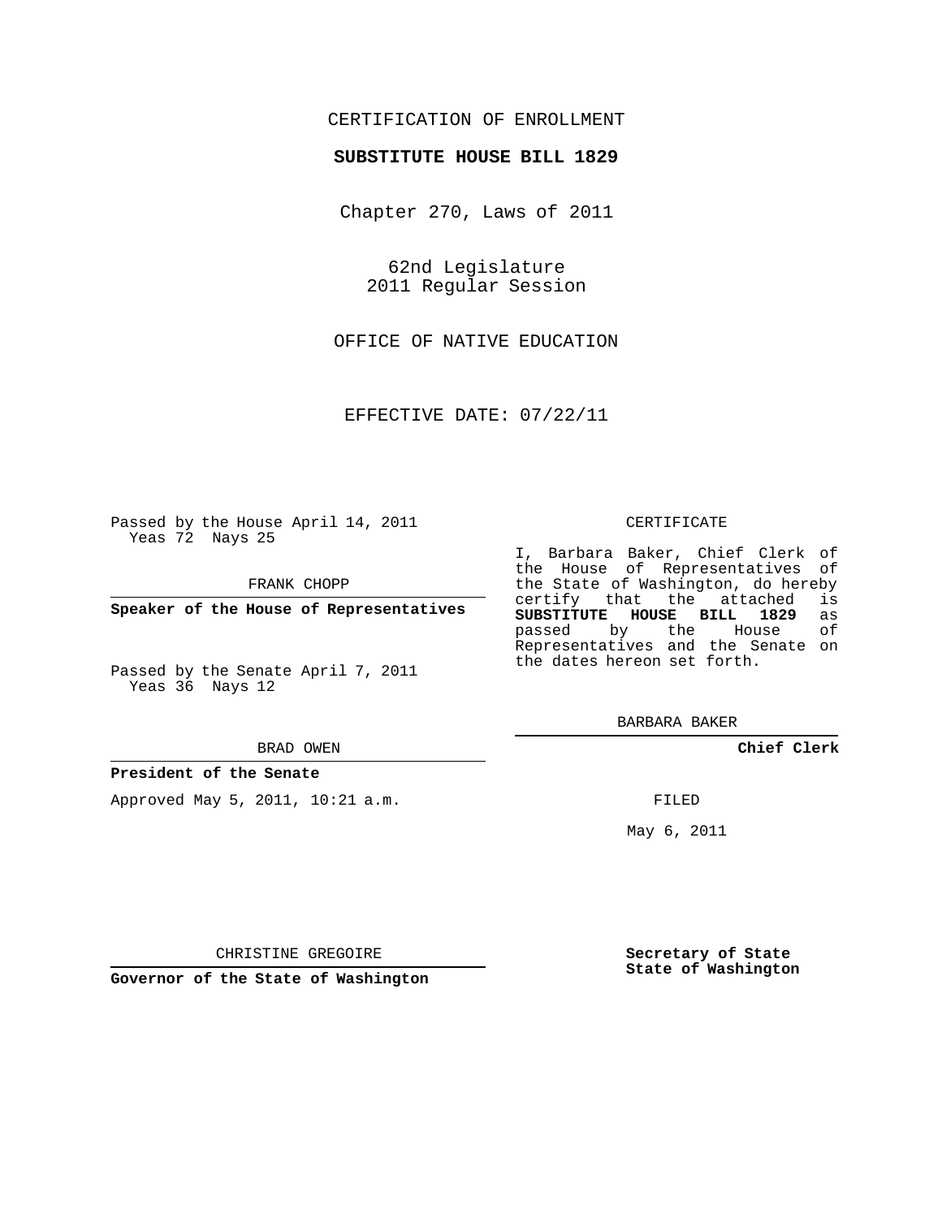CERTIFICATION OF ENROLLMENT

**SUBSTITUTE HOUSE BILL 1829**

Chapter 270, Laws of 2011

62nd Legislature
2011 Regular Session

OFFICE OF NATIVE EDUCATION

EFFECTIVE DATE: 07/22/11

Passed by the House April 14, 2011
Yeas 72 Nays 25

FRANK CHOPP

**Speaker of the House of Representatives**

Passed by the Senate April 7, 2011
Yeas 36 Nays 12

BRAD OWEN

**President of the Senate**

Approved May 5, 2011, 10:21 a.m.

CHRISTINE GREGOIRE

**Governor of the State of Washington**

CERTIFICATE

I, Barbara Baker, Chief Clerk of the House of Representatives of the State of Washington, do hereby certify that the attached is **SUBSTITUTE HOUSE BILL 1829** as passed by the House of Representatives and the Senate on the dates hereon set forth.

BARBARA BAKER

**Chief Clerk**

FILED

May 6, 2011

**Secretary of State**
**State of Washington**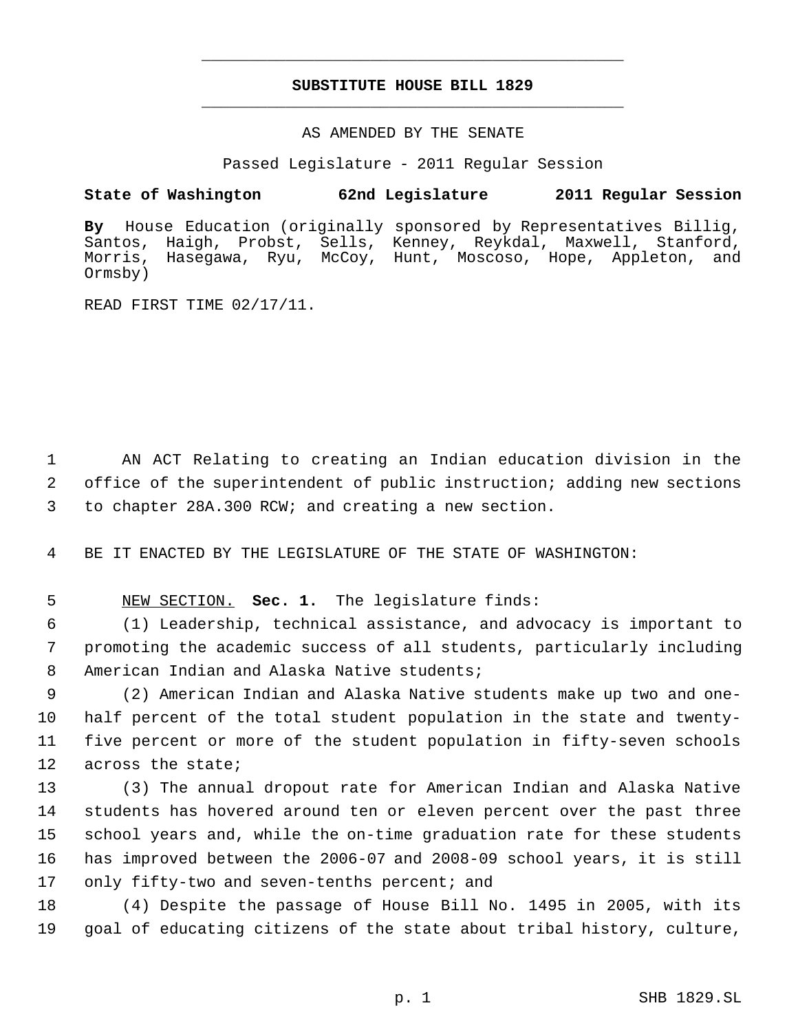**SUBSTITUTE HOUSE BILL 1829**

AS AMENDED BY THE SENATE

Passed Legislature - 2011 Regular Session

**State of Washington 62nd Legislature 2011 Regular Session**

**By** House Education (originally sponsored by Representatives Billig, Santos, Haigh, Probst, Sells, Kenney, Reykdal, Maxwell, Stanford, Morris, Hasegawa, Ryu, McCoy, Hunt, Moscoso, Hope, Appleton, and Ormsby)

READ FIRST TIME 02/17/11.

AN ACT Relating to creating an Indian education division in the office of the superintendent of public instruction; adding new sections to chapter 28A.300 RCW; and creating a new section.

BE IT ENACTED BY THE LEGISLATURE OF THE STATE OF WASHINGTON:

NEW SECTION. **Sec. 1.** The legislature finds:

(1) Leadership, technical assistance, and advocacy is important to promoting the academic success of all students, particularly including American Indian and Alaska Native students;

(2) American Indian and Alaska Native students make up two and one-half percent of the total student population in the state and twenty-five percent or more of the student population in fifty-seven schools across the state;

(3) The annual dropout rate for American Indian and Alaska Native students has hovered around ten or eleven percent over the past three school years and, while the on-time graduation rate for these students has improved between the 2006-07 and 2008-09 school years, it is still only fifty-two and seven-tenths percent; and

(4) Despite the passage of House Bill No. 1495 in 2005, with its goal of educating citizens of the state about tribal history, culture,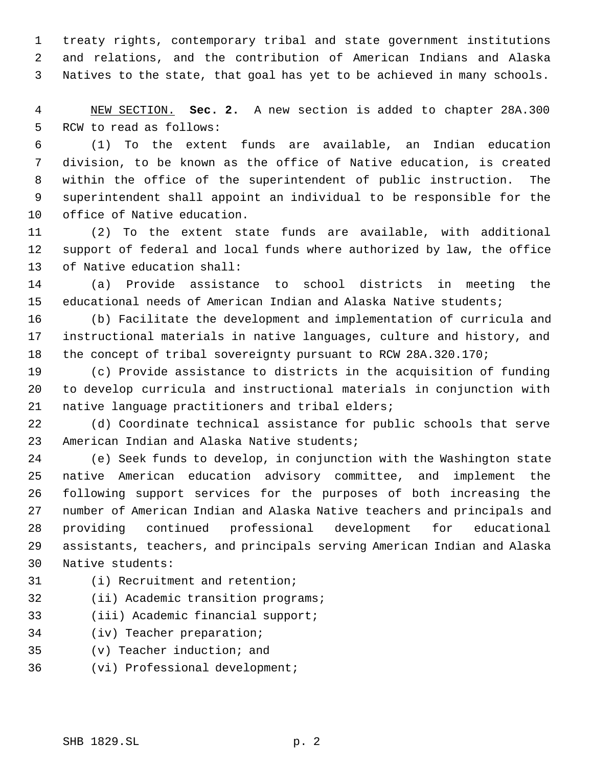treaty rights, contemporary tribal and state government institutions and relations, and the contribution of American Indians and Alaska Natives to the state, that goal has yet to be achieved in many schools.

NEW SECTION. **Sec. 2.** A new section is added to chapter 28A.300 RCW to read as follows:

(1) To the extent funds are available, an Indian education division, to be known as the office of Native education, is created within the office of the superintendent of public instruction. The superintendent shall appoint an individual to be responsible for the office of Native education.

(2) To the extent state funds are available, with additional support of federal and local funds where authorized by law, the office of Native education shall:

(a) Provide assistance to school districts in meeting the educational needs of American Indian and Alaska Native students;

(b) Facilitate the development and implementation of curricula and instructional materials in native languages, culture and history, and the concept of tribal sovereignty pursuant to RCW 28A.320.170;

(c) Provide assistance to districts in the acquisition of funding to develop curricula and instructional materials in conjunction with native language practitioners and tribal elders;

(d) Coordinate technical assistance for public schools that serve American Indian and Alaska Native students;

(e) Seek funds to develop, in conjunction with the Washington state native American education advisory committee, and implement the following support services for the purposes of both increasing the number of American Indian and Alaska Native teachers and principals and providing continued professional development for educational assistants, teachers, and principals serving American Indian and Alaska Native students:

(i) Recruitment and retention;

(ii) Academic transition programs;

(iii) Academic financial support;

(iv) Teacher preparation;

(v) Teacher induction; and

(vi) Professional development;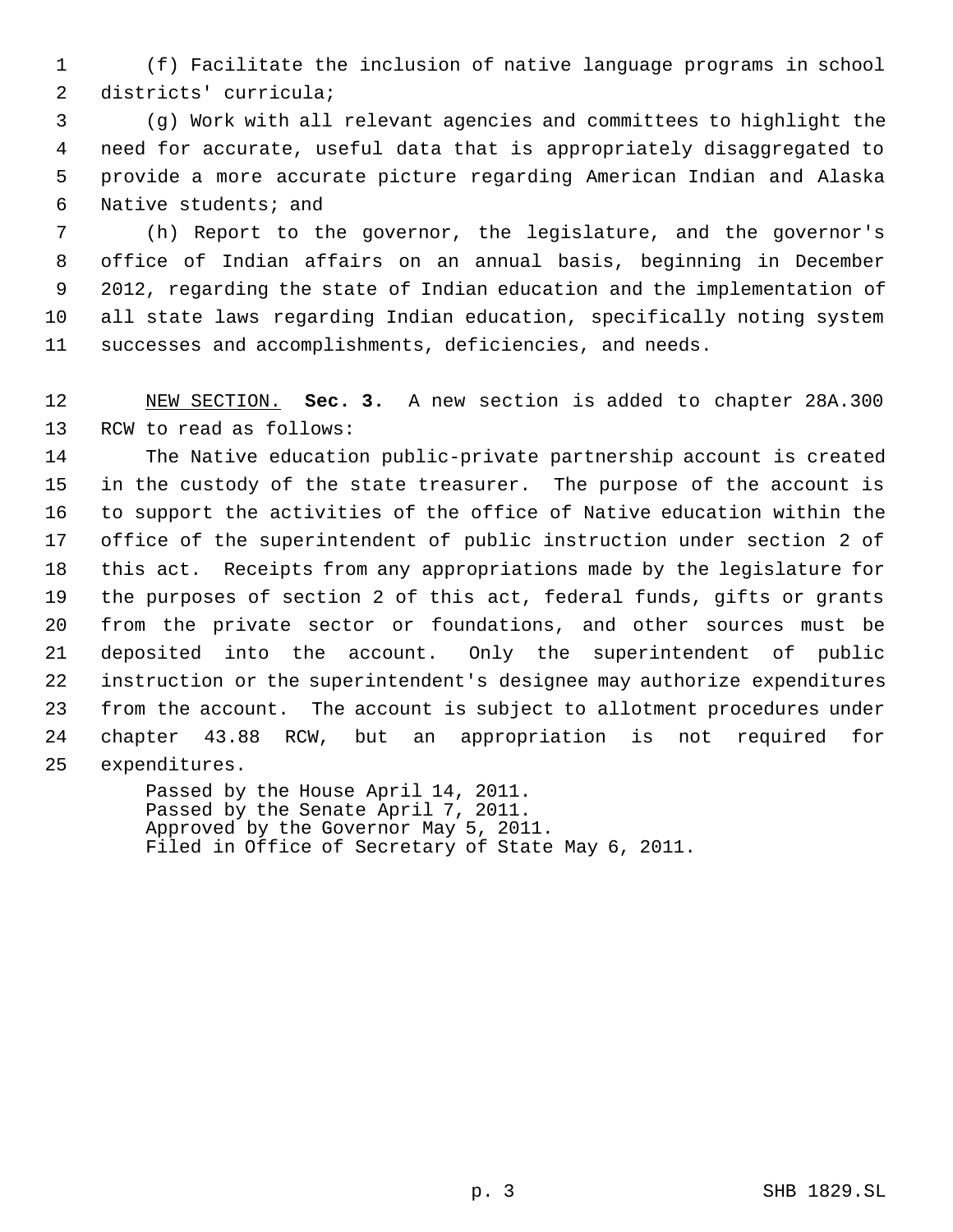(f) Facilitate the inclusion of native language programs in school districts' curricula;

(g) Work with all relevant agencies and committees to highlight the need for accurate, useful data that is appropriately disaggregated to provide a more accurate picture regarding American Indian and Alaska Native students; and

(h) Report to the governor, the legislature, and the governor's office of Indian affairs on an annual basis, beginning in December 2012, regarding the state of Indian education and the implementation of all state laws regarding Indian education, specifically noting system successes and accomplishments, deficiencies, and needs.

NEW SECTION. **Sec. 3.** A new section is added to chapter 28A.300 RCW to read as follows:

The Native education public-private partnership account is created in the custody of the state treasurer. The purpose of the account is to support the activities of the office of Native education within the office of the superintendent of public instruction under section 2 of this act. Receipts from any appropriations made by the legislature for the purposes of section 2 of this act, federal funds, gifts or grants from the private sector or foundations, and other sources must be deposited into the account. Only the superintendent of public instruction or the superintendent's designee may authorize expenditures from the account. The account is subject to allotment procedures under chapter 43.88 RCW, but an appropriation is not required for expenditures.

Passed by the House April 14, 2011.
Passed by the Senate April 7, 2011.
Approved by the Governor May 5, 2011.
Filed in Office of Secretary of State May 6, 2011.